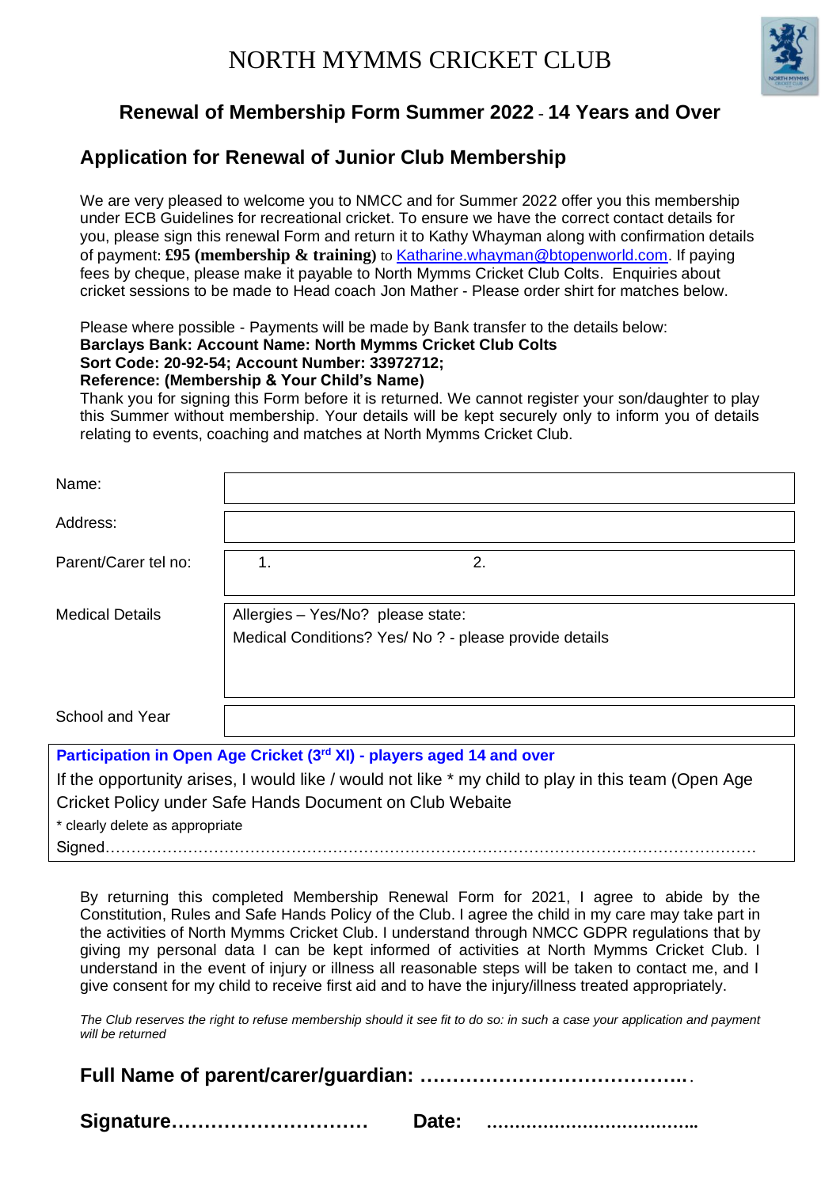# NORTH MYMMS CRICKET CLUB

## Renewal of Membership Form Summer 2022 - 14 Years and Over

## Application for Renewal of Junior Club Membership

We are very pleased to welcome you to NMCC and for Summer 2022 offer you this membership under ECB Guidelines for recreational cricket. To ensure we have the correct contact details for you, please sign this renewal Form and return it to Kathy Whayman along with confirmation details of payment: **£95 (membership & training)** to [Katharine.whayman@btopenworld.com](mailto:Katharine.whayman@btopenworld.com). If paying fees by cheque, please make it payable to North Mymms Cricket Club Colts. Enquiries about cricket sessions to be made to Head coach Jon Mather - Please order shirt for matches below.

Please where possible - Payments will be made by Bank transfer to the details below:
**Barclays Bank: Account Name: North Mymms Cricket Club Colts**
**Sort Code: 20-92-54; Account Number: 33972712;**
**Reference: (Membership & Your Child's Name)**
Thank you for signing this Form before it is returned. We cannot register your son/daughter to play this Summer without membership. Your details will be kept securely only to inform you of details relating to events, coaching and matches at North Mymms Cricket Club.

| | |
|---|---|
| Name: | |
| Address: | |
| Parent/Carer tel no: | 1. 2. |
| Medical Details | Allergies – Yes/No? please state:<br>Medical Conditions? Yes/ No ? - please provide details |
| School and Year | |

**Participation in Open Age Cricket (3rd XI) - players aged 14 and over**

If the opportunity arises, I would like / would not like * my child to play in this team (Open Age Cricket Policy under Safe Hands Document on Club Webaite

\* clearly delete as appropriate

Signed……………………………………………………………………………………………………………

By returning this completed Membership Renewal Form for 2021, I agree to abide by the Constitution, Rules and Safe Hands Policy of the Club. I agree the child in my care may take part in the activities of North Mymms Cricket Club. I understand through NMCC GDPR regulations that by giving my personal data I can be kept informed of activities at North Mymms Cricket Club. I understand in the event of injury or illness all reasonable steps will be taken to contact me, and I give consent for my child to receive first aid and to have the injury/illness treated appropriately.

*The Club reserves the right to refuse membership should it see fit to do so: in such a case your application and payment will be returned*

**Full Name of parent/carer/guardian: …………………………………..**

**Signature…………………………  Date: ………………………………..**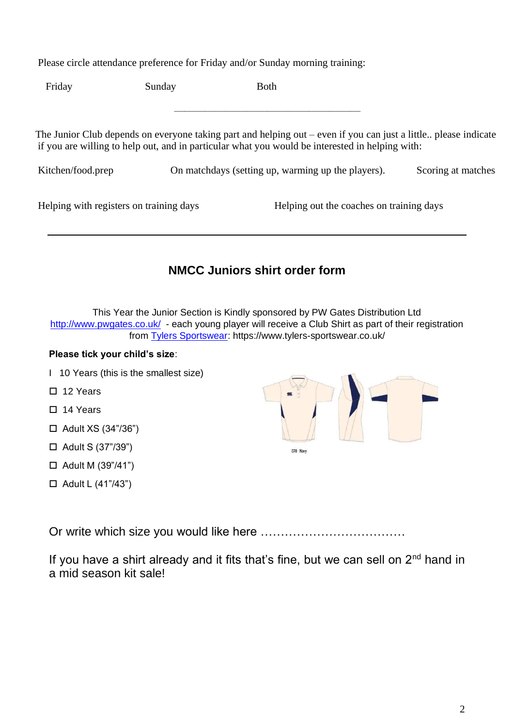Please circle attendance preference for Friday and/or Sunday morning training:

Friday Sunday Both

---

The Junior Club depends on everyone taking part and helping out – even if you can just a little.. please indicate if you are willing to help out, and in particular what you would be interested in helping with:

Kitchen/food.prep On matchdays (setting up, warming up the players). Scoring at matches

Helping with registers on training days Helping out the coaches on training days

---

## NMCC Juniors shirt order form

This Year the Junior Section is Kindly sponsored by PW Gates Distribution Ltd http://www.pwgates.co.uk/ - each young player will receive a Club Shirt as part of their registration from Tylers Sportswear: https://www.tylers-sportswear.co.uk/

**Please tick your child's size**:

- l 10 Years (this is the smallest size)
- ☐ 12 Years
- ☐ 14 Years
- ☐ Adult XS (34"/36")
- ☐ Adult S (37"/39")
- ☐ Adult M (39"/41")
- ☐ Adult L (41"/43")

070 Navy

Or write which size you would like here ……………………………….

If you have a shirt already and it fits that's fine, but we can sell on 2nd hand in a mid season kit sale!